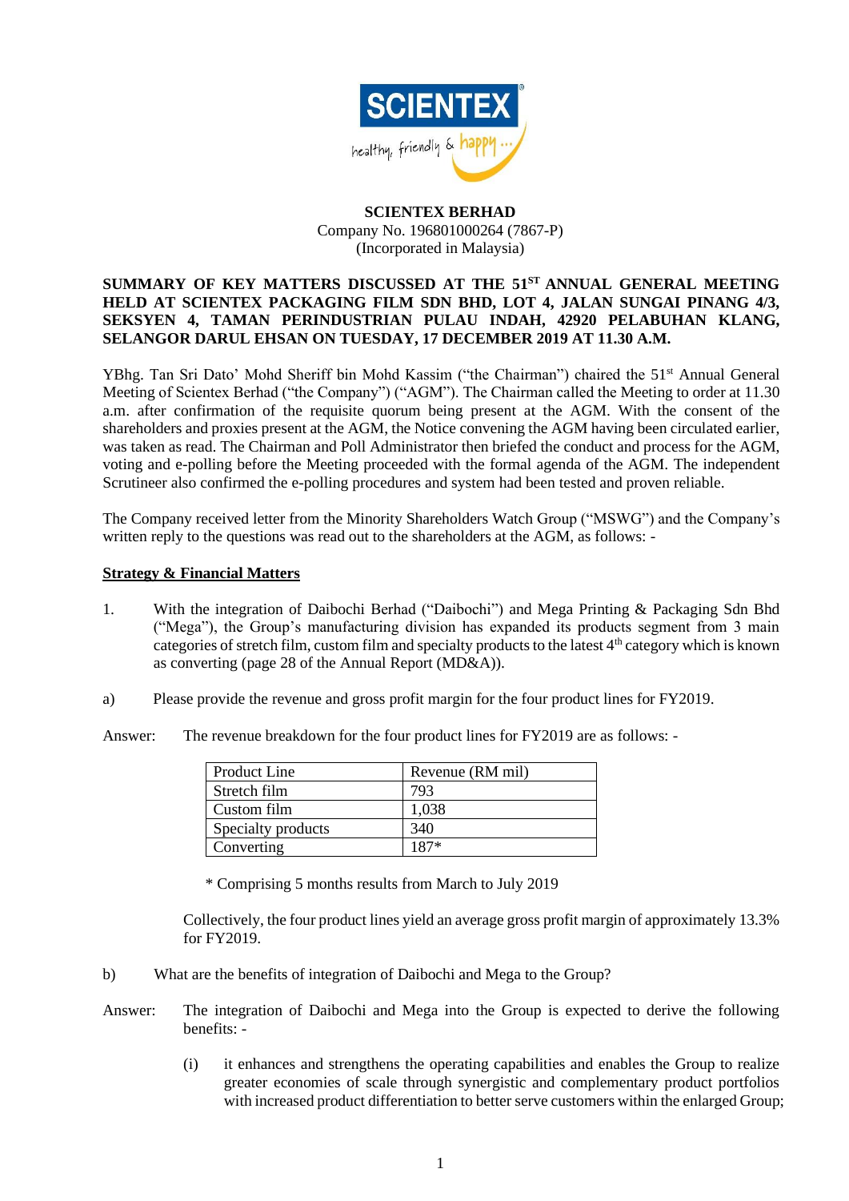**SCIENTEX BERHAD**
Company No. 196801000264 (7867-P)
(Incorporated in Malaysia)

**SUMMARY OF KEY MATTERS DISCUSSED AT THE 51ST ANNUAL GENERAL MEETING HELD AT SCIENTEX PACKAGING FILM SDN BHD, LOT 4, JALAN SUNGAI PINANG 4/3, SEKSYEN 4, TAMAN PERINDUSTRIAN PULAU INDAH, 42920 PELABUHAN KLANG, SELANGOR DARUL EHSAN ON TUESDAY, 17 DECEMBER 2019 AT 11.30 A.M.**

YBhg. Tan Sri Dato' Mohd Sheriff bin Mohd Kassim ("the Chairman") chaired the 51st Annual General Meeting of Scientex Berhad ("the Company") ("AGM"). The Chairman called the Meeting to order at 11.30 a.m. after confirmation of the requisite quorum being present at the AGM. With the consent of the shareholders and proxies present at the AGM, the Notice convening the AGM having been circulated earlier, was taken as read. The Chairman and Poll Administrator then briefed the conduct and process for the AGM, voting and e-polling before the Meeting proceeded with the formal agenda of the AGM. The independent Scrutineer also confirmed the e-polling procedures and system had been tested and proven reliable.

The Company received letter from the Minority Shareholders Watch Group ("MSWG") and the Company's written reply to the questions was read out to the shareholders at the AGM, as follows: -

**Strategy & Financial Matters**

1. With the integration of Daibochi Berhad ("Daibochi") and Mega Printing & Packaging Sdn Bhd ("Mega"), the Group's manufacturing division has expanded its products segment from 3 main categories of stretch film, custom film and specialty products to the latest 4th category which is known as converting (page 28 of the Annual Report (MD&A)).

a) Please provide the revenue and gross profit margin for the four product lines for FY2019.

Answer: The revenue breakdown for the four product lines for FY2019 are as follows: -

| Product Line | Revenue (RM mil) |
|---|---|
| Stretch film | 793 |
| Custom film | 1,038 |
| Specialty products | 340 |
| Converting | 187* |

\* Comprising 5 months results from March to July 2019

Collectively, the four product lines yield an average gross profit margin of approximately 13.3% for FY2019.

b) What are the benefits of integration of Daibochi and Mega to the Group?

Answer: The integration of Daibochi and Mega into the Group is expected to derive the following benefits: -

(i) it enhances and strengthens the operating capabilities and enables the Group to realize greater economies of scale through synergistic and complementary product portfolios with increased product differentiation to better serve customers within the enlarged Group;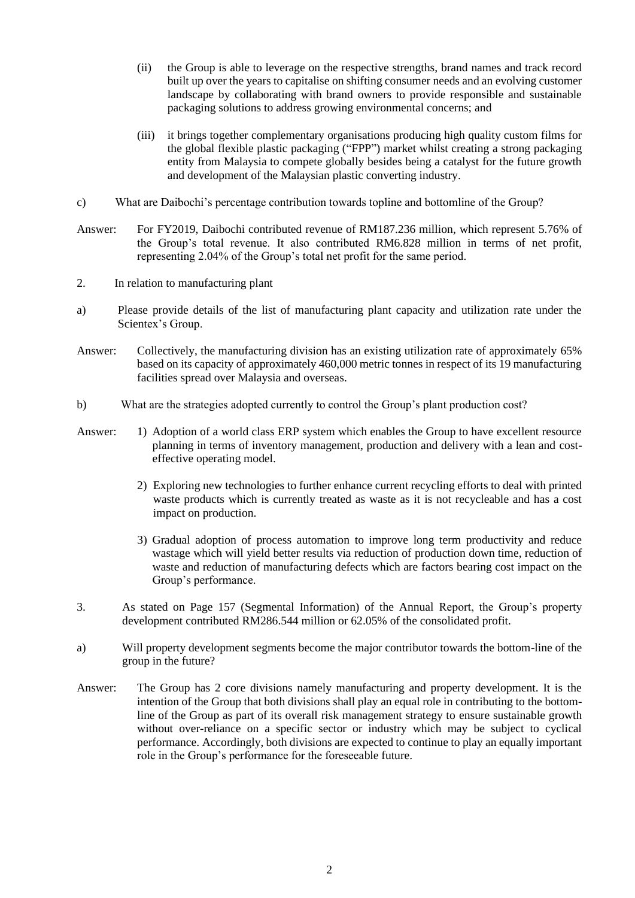(ii) the Group is able to leverage on the respective strengths, brand names and track record built up over the years to capitalise on shifting consumer needs and an evolving customer landscape by collaborating with brand owners to provide responsible and sustainable packaging solutions to address growing environmental concerns; and

(iii) it brings together complementary organisations producing high quality custom films for the global flexible plastic packaging ("FPP") market whilst creating a strong packaging entity from Malaysia to compete globally besides being a catalyst for the future growth and development of the Malaysian plastic converting industry.

c) What are Daibochi's percentage contribution towards topline and bottomline of the Group?

Answer: For FY2019, Daibochi contributed revenue of RM187.236 million, which represent 5.76% of the Group's total revenue. It also contributed RM6.828 million in terms of net profit, representing 2.04% of the Group's total net profit for the same period.

2. In relation to manufacturing plant

a) Please provide details of the list of manufacturing plant capacity and utilization rate under the Scientex's Group.

Answer: Collectively, the manufacturing division has an existing utilization rate of approximately 65% based on its capacity of approximately 460,000 metric tonnes in respect of its 19 manufacturing facilities spread over Malaysia and overseas.

b) What are the strategies adopted currently to control the Group's plant production cost?

Answer:

1) Adoption of a world class ERP system which enables the Group to have excellent resource planning in terms of inventory management, production and delivery with a lean and cost-effective operating model.

2) Exploring new technologies to further enhance current recycling efforts to deal with printed waste products which is currently treated as waste as it is not recycleable and has a cost impact on production.

3) Gradual adoption of process automation to improve long term productivity and reduce wastage which will yield better results via reduction of production down time, reduction of waste and reduction of manufacturing defects which are factors bearing cost impact on the Group's performance.

3. As stated on Page 157 (Segmental Information) of the Annual Report, the Group's property development contributed RM286.544 million or 62.05% of the consolidated profit.

a) Will property development segments become the major contributor towards the bottom-line of the group in the future?

Answer: The Group has 2 core divisions namely manufacturing and property development. It is the intention of the Group that both divisions shall play an equal role in contributing to the bottom-line of the Group as part of its overall risk management strategy to ensure sustainable growth without over-reliance on a specific sector or industry which may be subject to cyclical performance. Accordingly, both divisions are expected to continue to play an equally important role in the Group's performance for the foreseeable future.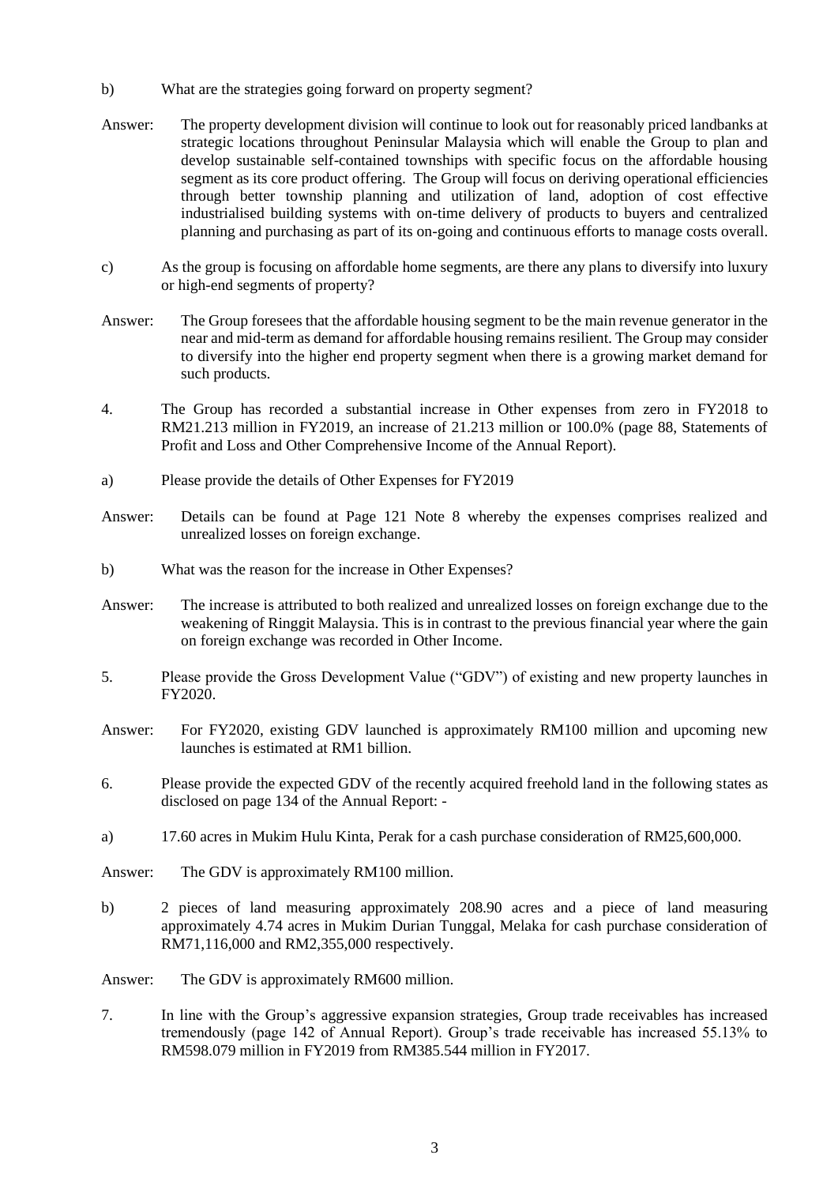b) What are the strategies going forward on property segment?

Answer: The property development division will continue to look out for reasonably priced landbanks at strategic locations throughout Peninsular Malaysia which will enable the Group to plan and develop sustainable self-contained townships with specific focus on the affordable housing segment as its core product offering. The Group will focus on deriving operational efficiencies through better township planning and utilization of land, adoption of cost effective industrialised building systems with on-time delivery of products to buyers and centralized planning and purchasing as part of its on-going and continuous efforts to manage costs overall.

c) As the group is focusing on affordable home segments, are there any plans to diversify into luxury or high-end segments of property?

Answer: The Group foresees that the affordable housing segment to be the main revenue generator in the near and mid-term as demand for affordable housing remains resilient. The Group may consider to diversify into the higher end property segment when there is a growing market demand for such products.

4. The Group has recorded a substantial increase in Other expenses from zero in FY2018 to RM21.213 million in FY2019, an increase of 21.213 million or 100.0% (page 88, Statements of Profit and Loss and Other Comprehensive Income of the Annual Report).

a) Please provide the details of Other Expenses for FY2019

Answer: Details can be found at Page 121 Note 8 whereby the expenses comprises realized and unrealized losses on foreign exchange.

b) What was the reason for the increase in Other Expenses?

Answer: The increase is attributed to both realized and unrealized losses on foreign exchange due to the weakening of Ringgit Malaysia. This is in contrast to the previous financial year where the gain on foreign exchange was recorded in Other Income.

5. Please provide the Gross Development Value ("GDV") of existing and new property launches in FY2020.

Answer: For FY2020, existing GDV launched is approximately RM100 million and upcoming new launches is estimated at RM1 billion.

6. Please provide the expected GDV of the recently acquired freehold land in the following states as disclosed on page 134 of the Annual Report: -

a) 17.60 acres in Mukim Hulu Kinta, Perak for a cash purchase consideration of RM25,600,000.

Answer: The GDV is approximately RM100 million.

b) 2 pieces of land measuring approximately 208.90 acres and a piece of land measuring approximately 4.74 acres in Mukim Durian Tunggal, Melaka for cash purchase consideration of RM71,116,000 and RM2,355,000 respectively.

Answer: The GDV is approximately RM600 million.

7. In line with the Group's aggressive expansion strategies, Group trade receivables has increased tremendously (page 142 of Annual Report). Group's trade receivable has increased 55.13% to RM598.079 million in FY2019 from RM385.544 million in FY2017.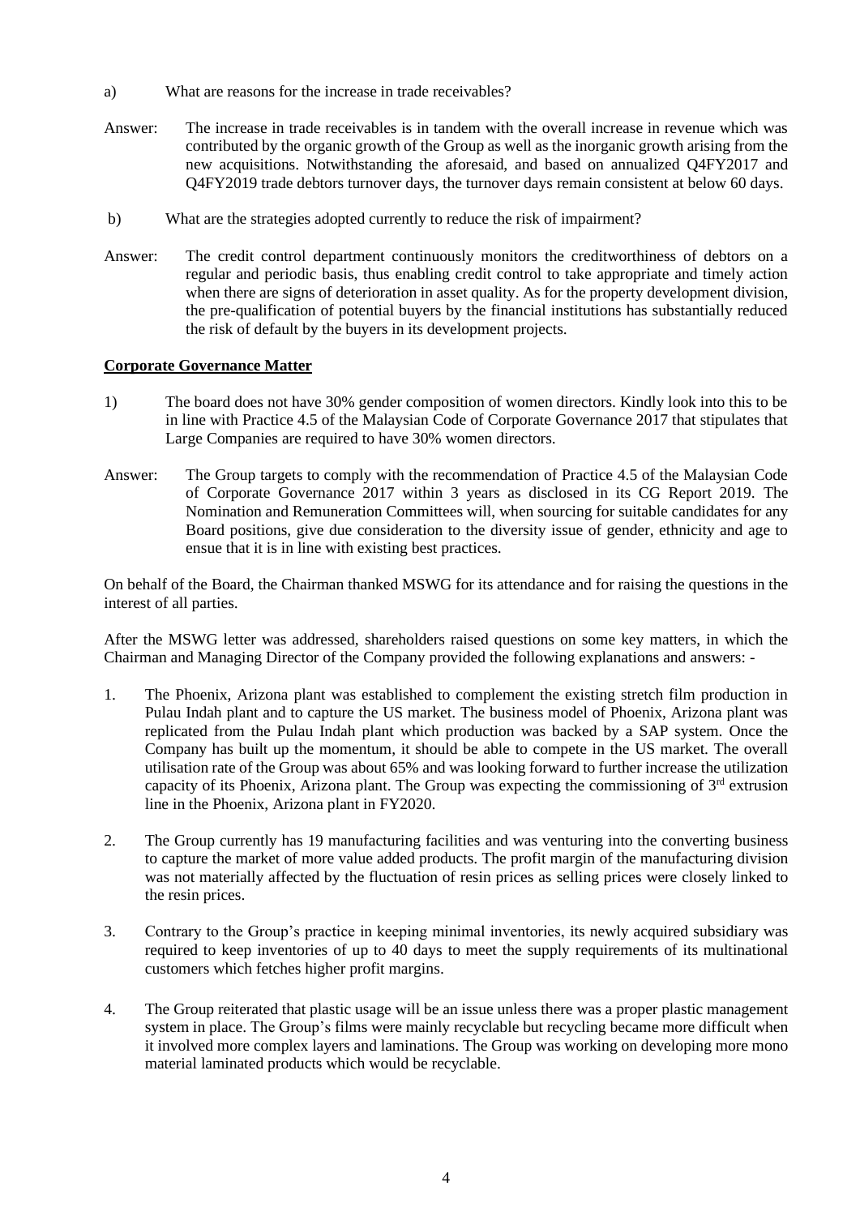a) What are reasons for the increase in trade receivables?

Answer: The increase in trade receivables is in tandem with the overall increase in revenue which was contributed by the organic growth of the Group as well as the inorganic growth arising from the new acquisitions. Notwithstanding the aforesaid, and based on annualized Q4FY2017 and Q4FY2019 trade debtors turnover days, the turnover days remain consistent at below 60 days.

b) What are the strategies adopted currently to reduce the risk of impairment?

Answer: The credit control department continuously monitors the creditworthiness of debtors on a regular and periodic basis, thus enabling credit control to take appropriate and timely action when there are signs of deterioration in asset quality. As for the property development division, the pre-qualification of potential buyers by the financial institutions has substantially reduced the risk of default by the buyers in its development projects.

**Corporate Governance Matter**

1) The board does not have 30% gender composition of women directors. Kindly look into this to be in line with Practice 4.5 of the Malaysian Code of Corporate Governance 2017 that stipulates that Large Companies are required to have 30% women directors.

Answer: The Group targets to comply with the recommendation of Practice 4.5 of the Malaysian Code of Corporate Governance 2017 within 3 years as disclosed in its CG Report 2019. The Nomination and Remuneration Committees will, when sourcing for suitable candidates for any Board positions, give due consideration to the diversity issue of gender, ethnicity and age to ensue that it is in line with existing best practices.

On behalf of the Board, the Chairman thanked MSWG for its attendance and for raising the questions in the interest of all parties.

After the MSWG letter was addressed, shareholders raised questions on some key matters, in which the Chairman and Managing Director of the Company provided the following explanations and answers: -

1. The Phoenix, Arizona plant was established to complement the existing stretch film production in Pulau Indah plant and to capture the US market. The business model of Phoenix, Arizona plant was replicated from the Pulau Indah plant which production was backed by a SAP system. Once the Company has built up the momentum, it should be able to compete in the US market. The overall utilisation rate of the Group was about 65% and was looking forward to further increase the utilization capacity of its Phoenix, Arizona plant. The Group was expecting the commissioning of 3rd extrusion line in the Phoenix, Arizona plant in FY2020.

2. The Group currently has 19 manufacturing facilities and was venturing into the converting business to capture the market of more value added products. The profit margin of the manufacturing division was not materially affected by the fluctuation of resin prices as selling prices were closely linked to the resin prices.

3. Contrary to the Group's practice in keeping minimal inventories, its newly acquired subsidiary was required to keep inventories of up to 40 days to meet the supply requirements of its multinational customers which fetches higher profit margins.

4. The Group reiterated that plastic usage will be an issue unless there was a proper plastic management system in place. The Group's films were mainly recyclable but recycling became more difficult when it involved more complex layers and laminations. The Group was working on developing more mono material laminated products which would be recyclable.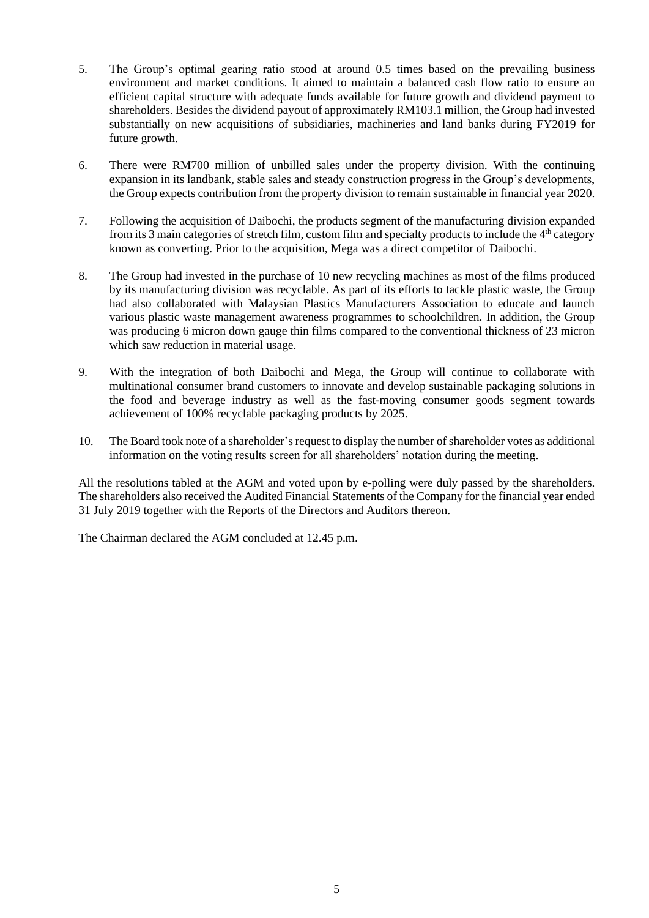5. The Group's optimal gearing ratio stood at around 0.5 times based on the prevailing business environment and market conditions. It aimed to maintain a balanced cash flow ratio to ensure an efficient capital structure with adequate funds available for future growth and dividend payment to shareholders. Besides the dividend payout of approximately RM103.1 million, the Group had invested substantially on new acquisitions of subsidiaries, machineries and land banks during FY2019 for future growth.

6. There were RM700 million of unbilled sales under the property division. With the continuing expansion in its landbank, stable sales and steady construction progress in the Group's developments, the Group expects contribution from the property division to remain sustainable in financial year 2020.

7. Following the acquisition of Daibochi, the products segment of the manufacturing division expanded from its 3 main categories of stretch film, custom film and specialty products to include the 4th category known as converting. Prior to the acquisition, Mega was a direct competitor of Daibochi.

8. The Group had invested in the purchase of 10 new recycling machines as most of the films produced by its manufacturing division was recyclable. As part of its efforts to tackle plastic waste, the Group had also collaborated with Malaysian Plastics Manufacturers Association to educate and launch various plastic waste management awareness programmes to schoolchildren. In addition, the Group was producing 6 micron down gauge thin films compared to the conventional thickness of 23 micron which saw reduction in material usage.

9. With the integration of both Daibochi and Mega, the Group will continue to collaborate with multinational consumer brand customers to innovate and develop sustainable packaging solutions in the food and beverage industry as well as the fast-moving consumer goods segment towards achievement of 100% recyclable packaging products by 2025.

10. The Board took note of a shareholder's request to display the number of shareholder votes as additional information on the voting results screen for all shareholders' notation during the meeting.

All the resolutions tabled at the AGM and voted upon by e-polling were duly passed by the shareholders. The shareholders also received the Audited Financial Statements of the Company for the financial year ended 31 July 2019 together with the Reports of the Directors and Auditors thereon.

The Chairman declared the AGM concluded at 12.45 p.m.